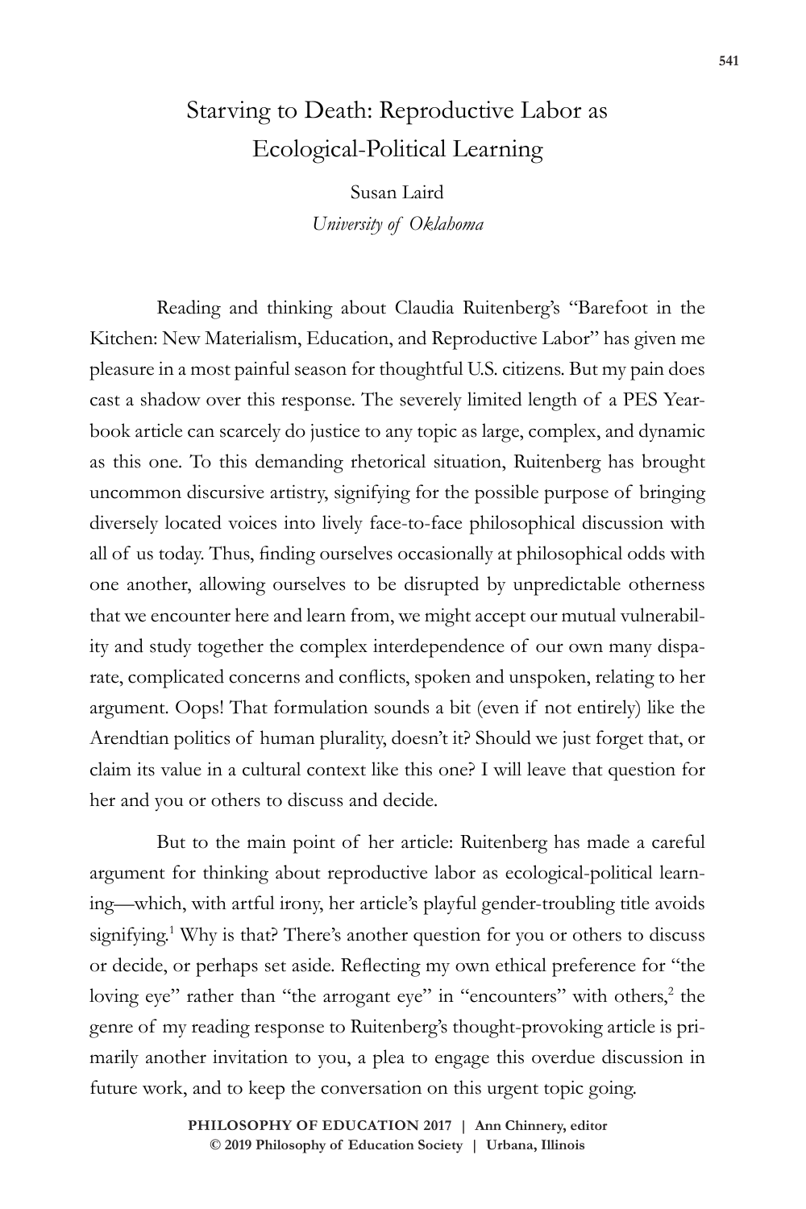# Starving to Death: Reproductive Labor as Ecological-Political Learning

Susan Laird
*University of Oklahoma*

Reading and thinking about Claudia Ruitenberg's "Barefoot in the Kitchen: New Materialism, Education, and Reproductive Labor" has given me pleasure in a most painful season for thoughtful U.S. citizens. But my pain does cast a shadow over this response. The severely limited length of a PES Yearbook article can scarcely do justice to any topic as large, complex, and dynamic as this one. To this demanding rhetorical situation, Ruitenberg has brought uncommon discursive artistry, signifying for the possible purpose of bringing diversely located voices into lively face-to-face philosophical discussion with all of us today. Thus, finding ourselves occasionally at philosophical odds with one another, allowing ourselves to be disrupted by unpredictable otherness that we encounter here and learn from, we might accept our mutual vulnerability and study together the complex interdependence of our own many disparate, complicated concerns and conflicts, spoken and unspoken, relating to her argument. Oops! That formulation sounds a bit (even if not entirely) like the Arendtian politics of human plurality, doesn't it? Should we just forget that, or claim its value in a cultural context like this one? I will leave that question for her and you or others to discuss and decide.

But to the main point of her article: Ruitenberg has made a careful argument for thinking about reproductive labor as ecological-political learning—which, with artful irony, her article's playful gender-troubling title avoids signifying.[1] Why is that? There's another question for you or others to discuss or decide, or perhaps set aside. Reflecting my own ethical preference for "the loving eye" rather than "the arrogant eye" in "encounters" with others,[2] the genre of my reading response to Ruitenberg's thought-provoking article is primarily another invitation to you, a plea to engage this overdue discussion in future work, and to keep the conversation on this urgent topic going.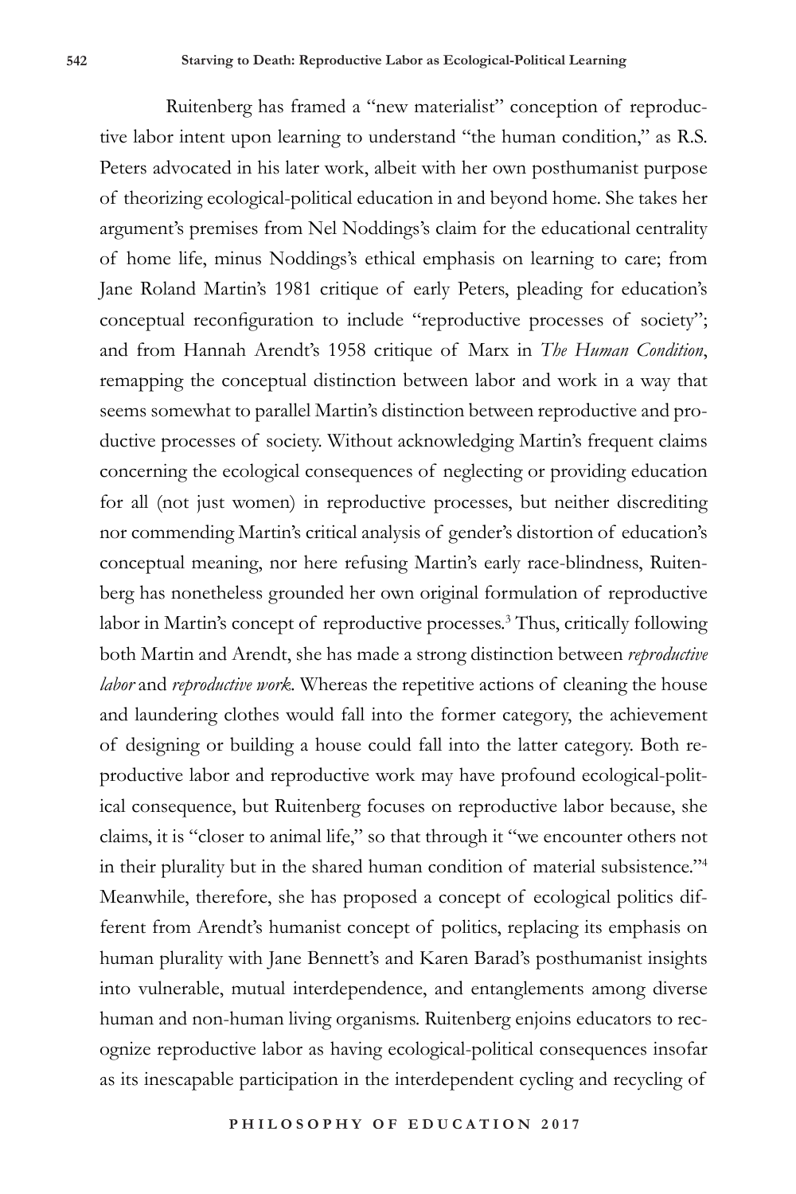Ruitenberg has framed a "new materialist" conception of reproductive labor intent upon learning to understand "the human condition," as R.S. Peters advocated in his later work, albeit with her own posthumanist purpose of theorizing ecological-political education in and beyond home. She takes her argument's premises from Nel Noddings's claim for the educational centrality of home life, minus Noddings's ethical emphasis on learning to care; from Jane Roland Martin's 1981 critique of early Peters, pleading for education's conceptual reconfiguration to include "reproductive processes of society"; and from Hannah Arendt's 1958 critique of Marx in *The Human Condition*, remapping the conceptual distinction between labor and work in a way that seems somewhat to parallel Martin's distinction between reproductive and productive processes of society. Without acknowledging Martin's frequent claims concerning the ecological consequences of neglecting or providing education for all (not just women) in reproductive processes, but neither discrediting nor commending Martin's critical analysis of gender's distortion of education's conceptual meaning, nor here refusing Martin's early race-blindness, Ruitenberg has nonetheless grounded her own original formulation of reproductive labor in Martin's concept of reproductive processes.[3] Thus, critically following both Martin and Arendt, she has made a strong distinction between *reproductive labor* and *reproductive work*. Whereas the repetitive actions of cleaning the house and laundering clothes would fall into the former category, the achievement of designing or building a house could fall into the latter category. Both reproductive labor and reproductive work may have profound ecological-political consequence, but Ruitenberg focuses on reproductive labor because, she claims, it is "closer to animal life," so that through it "we encounter others not in their plurality but in the shared human condition of material subsistence."[4] Meanwhile, therefore, she has proposed a concept of ecological politics different from Arendt's humanist concept of politics, replacing its emphasis on human plurality with Jane Bennett's and Karen Barad's posthumanist insights into vulnerable, mutual interdependence, and entanglements among diverse human and non-human living organisms. Ruitenberg enjoins educators to recognize reproductive labor as having ecological-political consequences insofar as its inescapable participation in the interdependent cycling and recycling of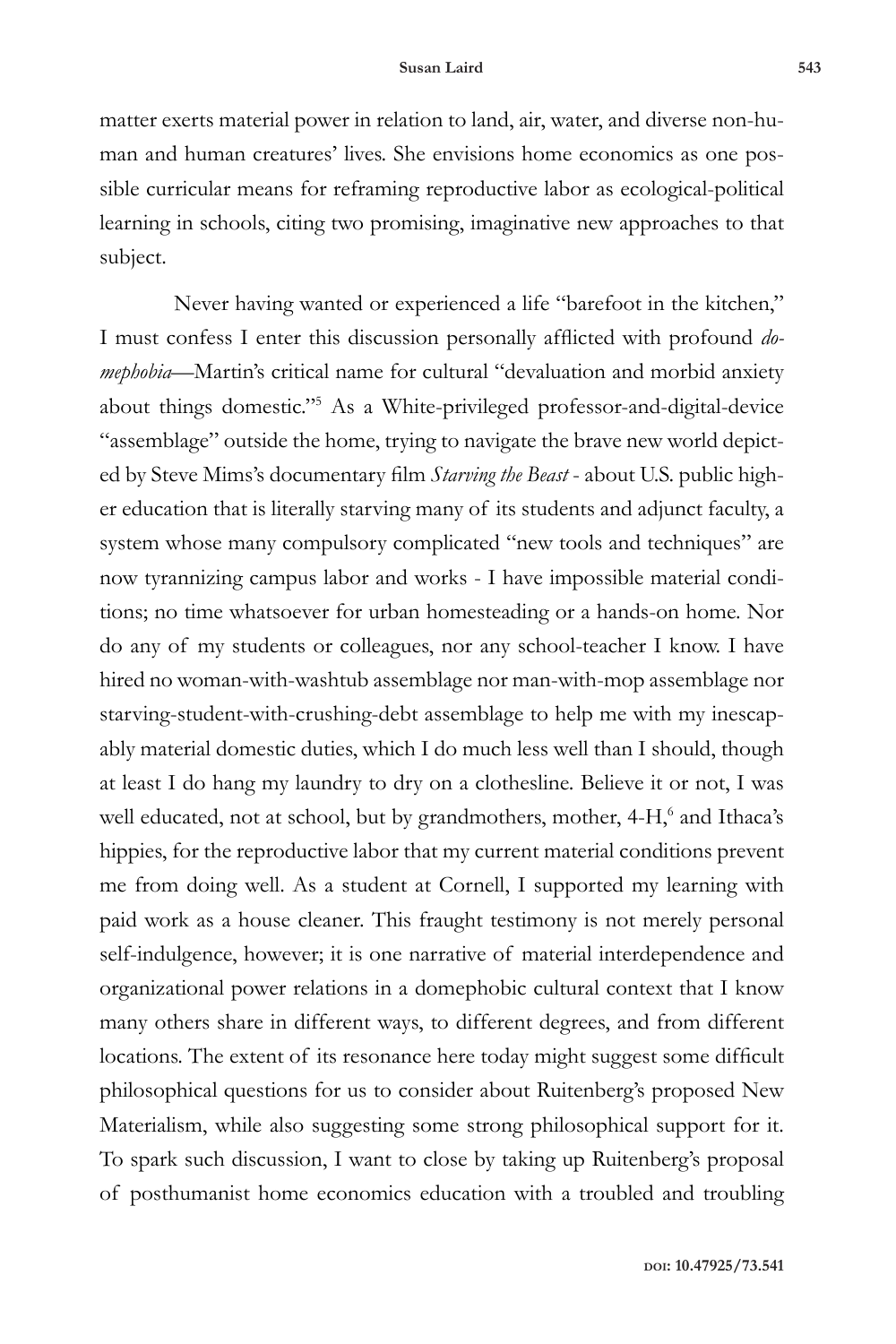matter exerts material power in relation to land, air, water, and diverse non-human and human creatures' lives. She envisions home economics as one possible curricular means for reframing reproductive labor as ecological-political learning in schools, citing two promising, imaginative new approaches to that subject.

Never having wanted or experienced a life "barefoot in the kitchen," I must confess I enter this discussion personally afflicted with profound *domephobia*—Martin's critical name for cultural "devaluation and morbid anxiety about things domestic."[5] As a White-privileged professor-and-digital-device "assemblage" outside the home, trying to navigate the brave new world depicted by Steve Mims's documentary film *Starving the Beast* - about U.S. public higher education that is literally starving many of its students and adjunct faculty, a system whose many compulsory complicated "new tools and techniques" are now tyrannizing campus labor and works - I have impossible material conditions; no time whatsoever for urban homesteading or a hands-on home. Nor do any of my students or colleagues, nor any school-teacher I know. I have hired no woman-with-washtub assemblage nor man-with-mop assemblage nor starving-student-with-crushing-debt assemblage to help me with my inescapably material domestic duties, which I do much less well than I should, though at least I do hang my laundry to dry on a clothesline. Believe it or not, I was well educated, not at school, but by grandmothers, mother, 4-H,[6] and Ithaca's hippies, for the reproductive labor that my current material conditions prevent me from doing well. As a student at Cornell, I supported my learning with paid work as a house cleaner. This fraught testimony is not merely personal self-indulgence, however; it is one narrative of material interdependence and organizational power relations in a domephobic cultural context that I know many others share in different ways, to different degrees, and from different locations. The extent of its resonance here today might suggest some difficult philosophical questions for us to consider about Ruitenberg's proposed New Materialism, while also suggesting some strong philosophical support for it. To spark such discussion, I want to close by taking up Ruitenberg's proposal of posthumanist home economics education with a troubled and troubling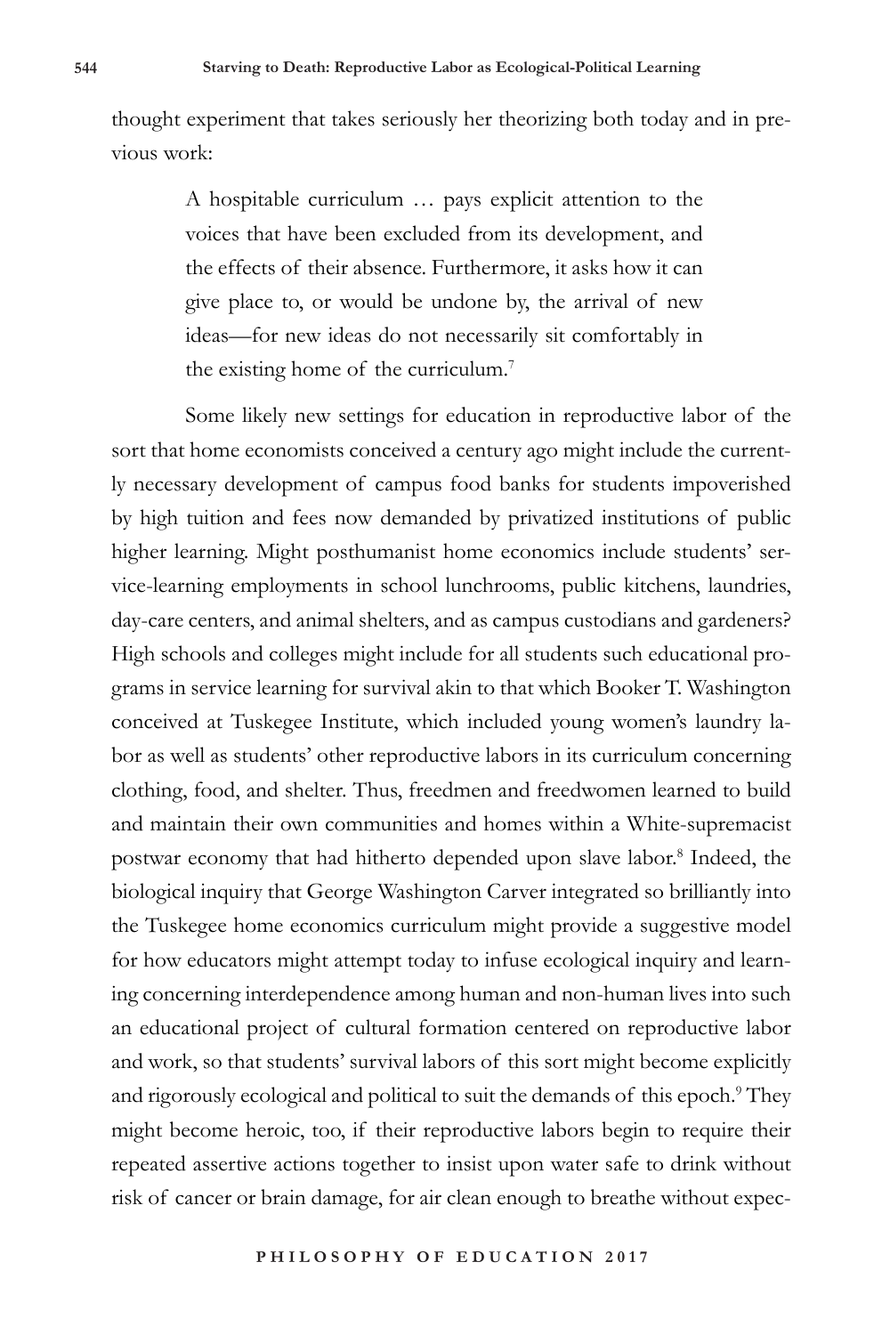thought experiment that takes seriously her theorizing both today and in previous work:

> A hospitable curriculum … pays explicit attention to the voices that have been excluded from its development, and the effects of their absence. Furthermore, it asks how it can give place to, or would be undone by, the arrival of new ideas—for new ideas do not necessarily sit comfortably in the existing home of the curriculum.[7]

Some likely new settings for education in reproductive labor of the sort that home economists conceived a century ago might include the currently necessary development of campus food banks for students impoverished by high tuition and fees now demanded by privatized institutions of public higher learning. Might posthumanist home economics include students' service-learning employments in school lunchrooms, public kitchens, laundries, day-care centers, and animal shelters, and as campus custodians and gardeners? High schools and colleges might include for all students such educational programs in service learning for survival akin to that which Booker T. Washington conceived at Tuskegee Institute, which included young women's laundry labor as well as students' other reproductive labors in its curriculum concerning clothing, food, and shelter. Thus, freedmen and freedwomen learned to build and maintain their own communities and homes within a White-supremacist postwar economy that had hitherto depended upon slave labor.[8] Indeed, the biological inquiry that George Washington Carver integrated so brilliantly into the Tuskegee home economics curriculum might provide a suggestive model for how educators might attempt today to infuse ecological inquiry and learning concerning interdependence among human and non-human lives into such an educational project of cultural formation centered on reproductive labor and work, so that students' survival labors of this sort might become explicitly and rigorously ecological and political to suit the demands of this epoch.[9] They might become heroic, too, if their reproductive labors begin to require their repeated assertive actions together to insist upon water safe to drink without risk of cancer or brain damage, for air clean enough to breathe without expec-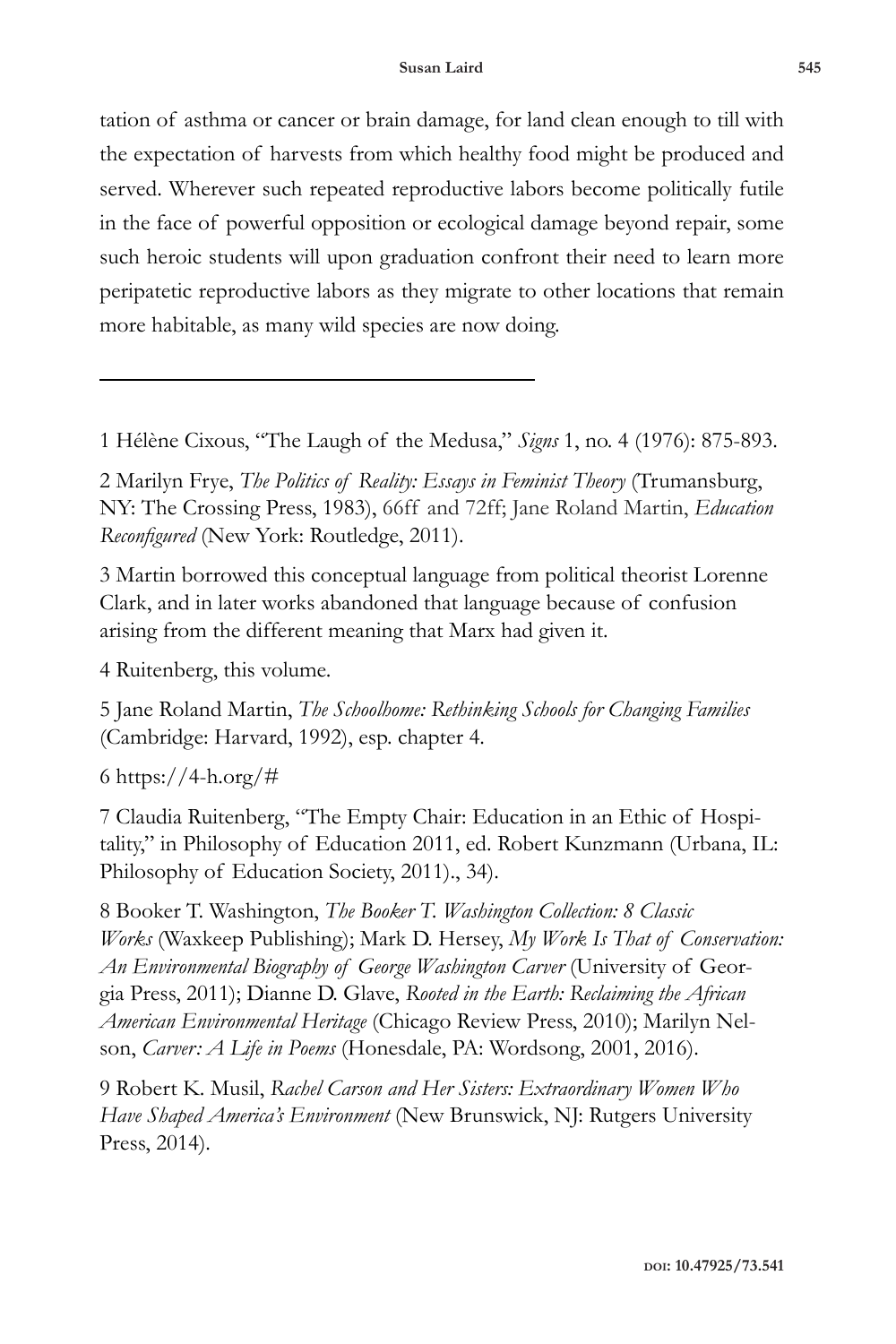tation of asthma or cancer or brain damage, for land clean enough to till with the expectation of harvests from which healthy food might be produced and served. Wherever such repeated reproductive labors become politically futile in the face of powerful opposition or ecological damage beyond repair, some such heroic students will upon graduation confront their need to learn more peripatetic reproductive labors as they migrate to other locations that remain more habitable, as many wild species are now doing.

---

1 Hélène Cixous, "The Laugh of the Medusa," *Signs* 1, no. 4 (1976): 875-893.

2 Marilyn Frye, *The Politics of Reality: Essays in Feminist Theory* (Trumansburg, NY: The Crossing Press, 1983), 66ff and 72ff; Jane Roland Martin, *Education Reconfigured* (New York: Routledge, 2011).

3 Martin borrowed this conceptual language from political theorist Lorenne Clark, and in later works abandoned that language because of confusion arising from the different meaning that Marx had given it.

4 Ruitenberg, this volume.

5 Jane Roland Martin, *The Schoolhome: Rethinking Schools for Changing Families* (Cambridge: Harvard, 1992), esp. chapter 4.

6 https://4-h.org/#

7 Claudia Ruitenberg, "The Empty Chair: Education in an Ethic of Hospitality," in Philosophy of Education 2011, ed. Robert Kunzmann (Urbana, IL: Philosophy of Education Society, 2011)., 34).

8 Booker T. Washington, *The Booker T. Washington Collection: 8 Classic Works* (Waxkeep Publishing); Mark D. Hersey, *My Work Is That of Conservation: An Environmental Biography of George Washington Carver* (University of Georgia Press, 2011); Dianne D. Glave, *Rooted in the Earth: Reclaiming the African American Environmental Heritage* (Chicago Review Press, 2010); Marilyn Nelson, *Carver: A Life in Poems* (Honesdale, PA: Wordsong, 2001, 2016).

9 Robert K. Musil, *Rachel Carson and Her Sisters: Extraordinary Women Who Have Shaped America's Environment* (New Brunswick, NJ: Rutgers University Press, 2014).